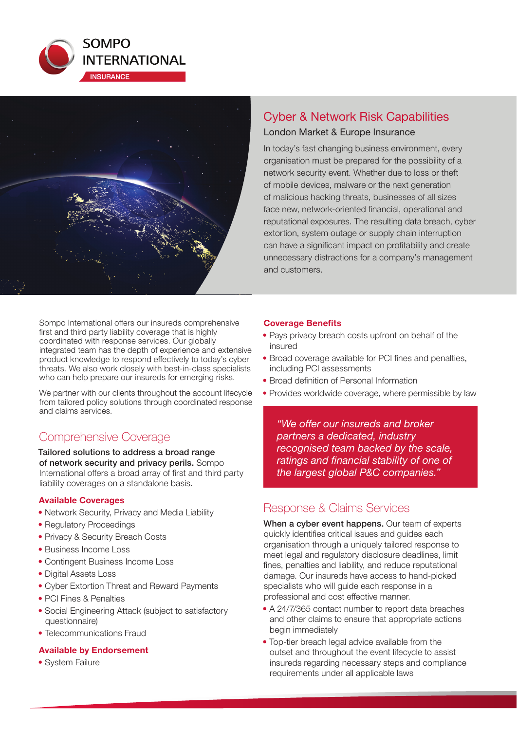SOMPO INTERNATIONAL

INSURANCE

# Cyber & Network Risk Capabilities

## London Market & Europe Insurance

In today's fast changing business environment, every organisation must be prepared for the possibility of a network security event. Whether due to loss or theft of mobile devices, malware or the next generation of malicious hacking threats, businesses of all sizes face new, network-oriented financial, operational and reputational exposures. The resulting data breach, cyber extortion, system outage or supply chain interruption can have a significant impact on profitability and create unnecessary distractions for a company's management and customers.

Sompo International offers our insureds comprehensive first and third party liability coverage that is highly coordinated with response services. Our globally integrated team has the depth of experience and extensive product knowledge to respond effectively to today's cyber threats. We also work closely with best-in-class specialists who can help prepare our insureds for emerging risks.

We partner with our clients throughout the account lifecycle from tailored policy solutions through coordinated response and claims services.

## Comprehensive Coverage

**Tailored solutions to address a broad range of network security and privacy perils.** Sompo International offers a broad array of first and third party liability coverages on a standalone basis.

### Available Coverages

- Network Security, Privacy and Media Liability
- Regulatory Proceedings
- Privacy & Security Breach Costs
- Business Income Loss
- Contingent Business Income Loss
- Digital Assets Loss
- Cyber Extortion Threat and Reward Payments
- PCI Fines & Penalties
- Social Engineering Attack (subject to satisfactory questionnaire)
- Telecommunications Fraud

### Available by Endorsement

- System Failure

### Coverage Benefits

- Pays privacy breach costs upfront on behalf of the insured
- Broad coverage available for PCI fines and penalties, including PCI assessments
- Broad definition of Personal Information
- Provides worldwide coverage, where permissible by law

*"We offer our insureds and broker partners a dedicated, industry recognised team backed by the scale, ratings and financial stability of one of the largest global P&C companies."*

## Response & Claims Services

**When a cyber event happens.** Our team of experts quickly identifies critical issues and guides each organisation through a uniquely tailored response to meet legal and regulatory disclosure deadlines, limit fines, penalties and liability, and reduce reputational damage. Our insureds have access to hand-picked specialists who will guide each response in a professional and cost effective manner.

- A 24/7/365 contact number to report data breaches and other claims to ensure that appropriate actions begin immediately
- Top-tier breach legal advice available from the outset and throughout the event lifecycle to assist insureds regarding necessary steps and compliance requirements under all applicable laws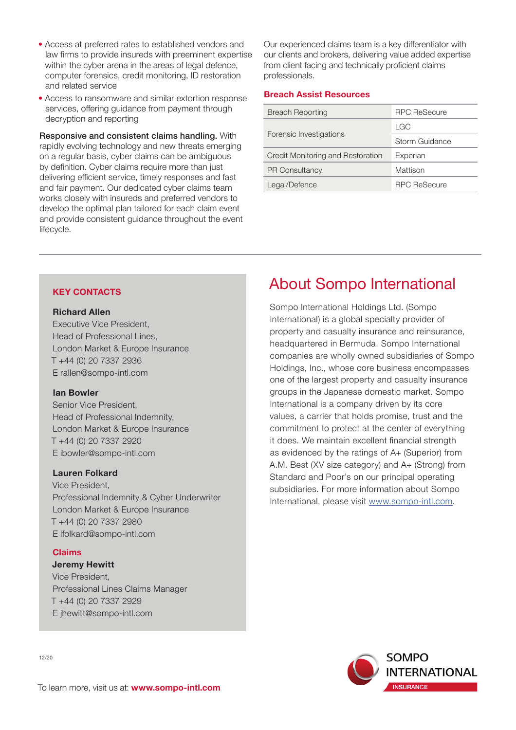- Access at preferred rates to established vendors and law firms to provide insureds with preeminent expertise within the cyber arena in the areas of legal defence, computer forensics, credit monitoring, ID restoration and related service
- Access to ransomware and similar extortion response services, offering guidance from payment through decryption and reporting

**Responsive and consistent claims handling.** With rapidly evolving technology and new threats emerging on a regular basis, cyber claims can be ambiguous by definition. Cyber claims require more than just delivering efficient service, timely responses and fast and fair payment. Our dedicated cyber claims team works closely with insureds and preferred vendors to develop the optimal plan tailored for each claim event and provide consistent guidance throughout the event lifecycle.

Our experienced claims team is a key differentiator with our clients and brokers, delivering value added expertise from client facing and technically proficient claims professionals.

### Breach Assist Resources

| | |
|---|---|
| Breach Reporting | RPC ReSecure |
| Forensic Investigations | LGC |
| | Storm Guidance |
| Credit Monitoring and Restoration | Experian |
| PR Consultancy | Mattison |
| Legal/Defence | RPC ReSecure |

### KEY CONTACTS

**Richard Allen**
Executive Vice President,
Head of Professional Lines,
London Market & Europe Insurance
T +44 (0) 20 7337 2936
E rallen@sompo-intl.com

**Ian Bowler**
Senior Vice President,
Head of Professional Indemnity,
London Market & Europe Insurance
T +44 (0) 20 7337 2920
E ibowler@sompo-intl.com

**Lauren Folkard**
Vice President,
Professional Indemnity & Cyber Underwriter
London Market & Europe Insurance
T +44 (0) 20 7337 2980
E lfolkard@sompo-intl.com

**Claims**

**Jeremy Hewitt**
Vice President,
Professional Lines Claims Manager
T +44 (0) 20 7337 2929
E jhewitt@sompo-intl.com

## About Sompo International

Sompo International Holdings Ltd. (Sompo International) is a global specialty provider of property and casualty insurance and reinsurance, headquartered in Bermuda. Sompo International companies are wholly owned subsidiaries of Sompo Holdings, Inc., whose core business encompasses one of the largest property and casualty insurance groups in the Japanese domestic market. Sompo International is a company driven by its core values, a carrier that holds promise, trust and the commitment to protect at the center of everything it does. We maintain excellent financial strength as evidenced by the ratings of A+ (Superior) from A.M. Best (XV size category) and A+ (Strong) from Standard and Poor's on our principal operating subsidiaries. For more information about Sompo International, please visit www.sompo-intl.com.

12/20

To learn more, visit us at: **www.sompo-intl.com**

SOMPO INTERNATIONAL
INSURANCE